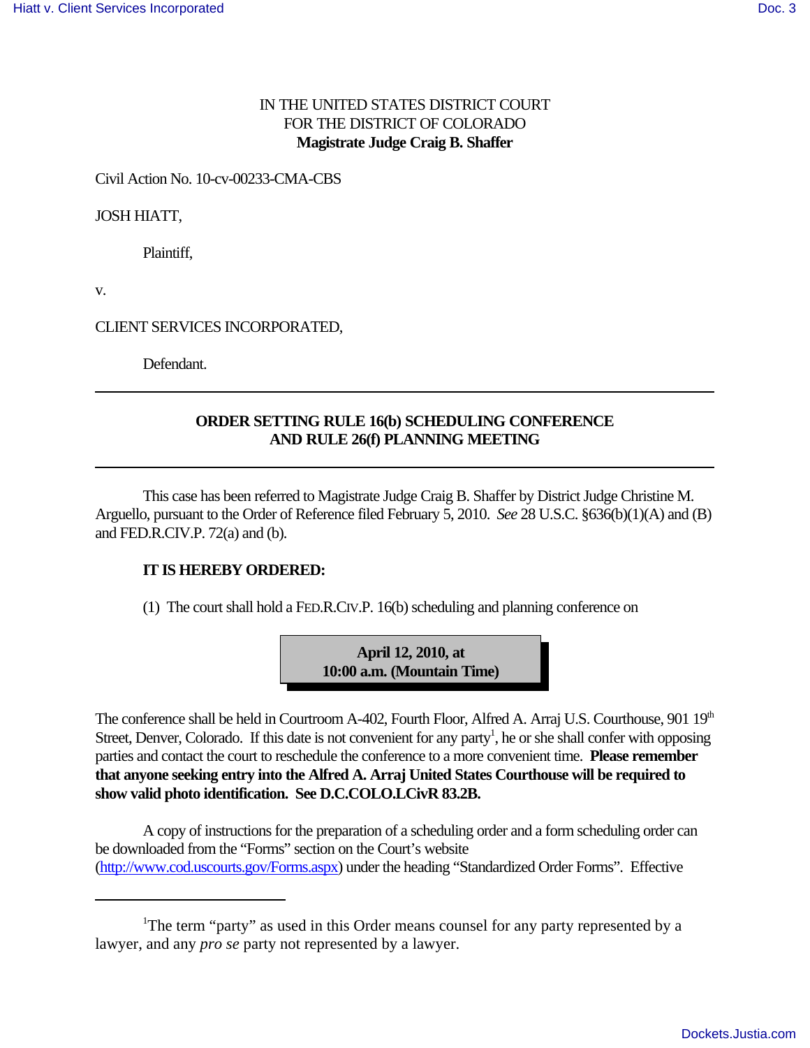IN THE UNITED STATES DISTRICT COURT
FOR THE DISTRICT OF COLORADO
**Magistrate Judge Craig B. Shaffer**

Civil Action No. 10-cv-00233-CMA-CBS

JOSH HIATT,

Plaintiff,

v.

CLIENT SERVICES INCORPORATED,

Defendant.

---

**ORDER SETTING RULE 16(b) SCHEDULING CONFERENCE
AND RULE 26(f) PLANNING MEETING**

---

This case has been referred to Magistrate Judge Craig B. Shaffer by District Judge Christine M. Arguello, pursuant to the Order of Reference filed February 5, 2010. *See* 28 U.S.C. §636(b)(1)(A) and (B) and FED.R.CIV.P. 72(a) and (b).

**IT IS HEREBY ORDERED:**

(1) The court shall hold a FED.R.CIV.P. 16(b) scheduling and planning conference on

**April 12, 2010, at
10:00 a.m. (Mountain Time)**

The conference shall be held in Courtroom A-402, Fourth Floor, Alfred A. Arraj U.S. Courthouse, 901 19th Street, Denver, Colorado. If this date is not convenient for any party[1], he or she shall confer with opposing parties and contact the court to reschedule the conference to a more convenient time. **Please remember that anyone seeking entry into the Alfred A. Arraj United States Courthouse will be required to show valid photo identification. See D.C.COLO.LCivR 83.2B.**

A copy of instructions for the preparation of a scheduling order and a form scheduling order can be downloaded from the "Forms" section on the Court's website (http://www.cod.uscourts.gov/Forms.aspx) under the heading "Standardized Order Forms". Effective

---

[1]The term "party" as used in this Order means counsel for any party represented by a lawyer, and any *pro se* party not represented by a lawyer.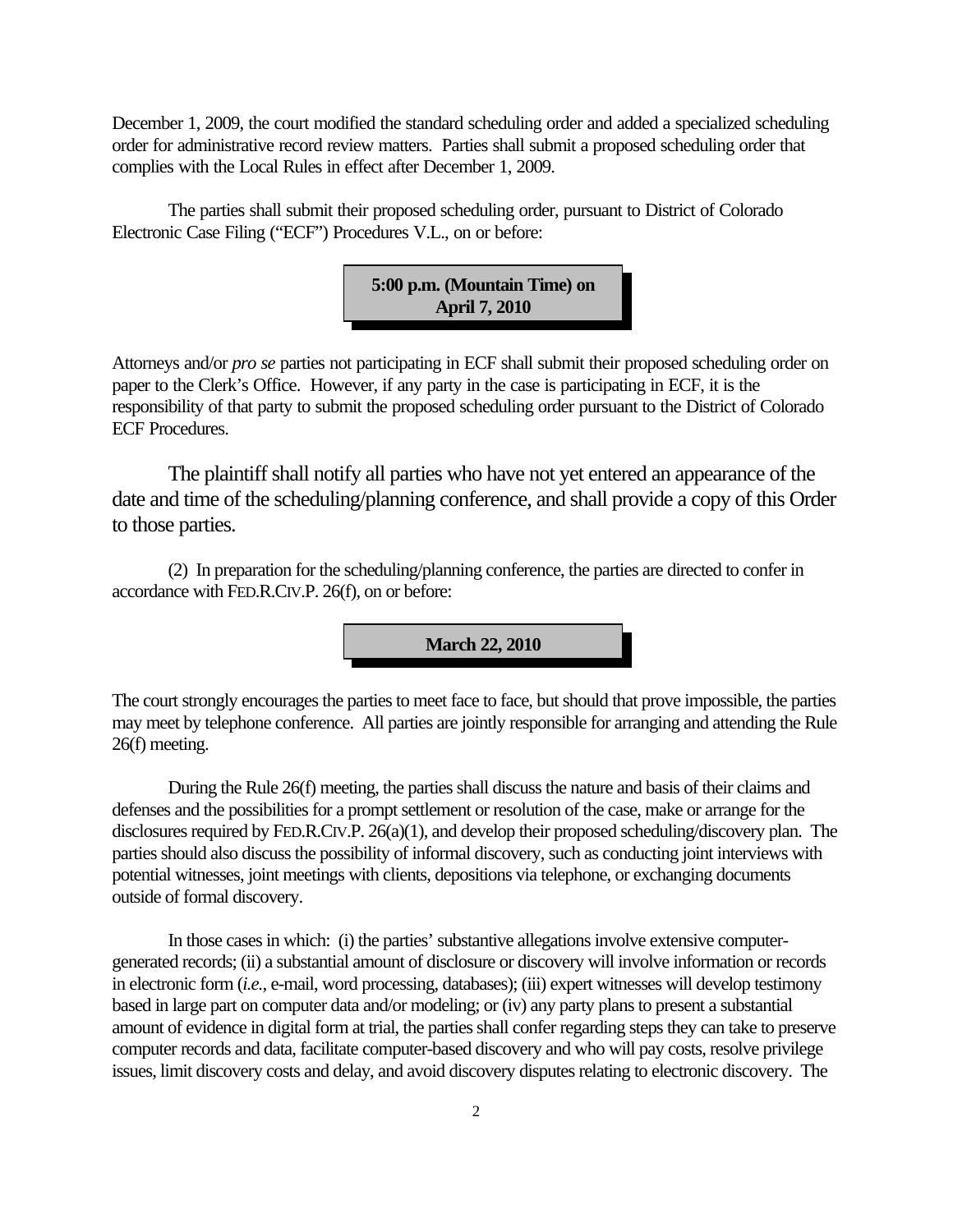December 1, 2009, the court modified the standard scheduling order and added a specialized scheduling order for administrative record review matters. Parties shall submit a proposed scheduling order that complies with the Local Rules in effect after December 1, 2009.

The parties shall submit their proposed scheduling order, pursuant to District of Colorado Electronic Case Filing ("ECF") Procedures V.L., on or before:

**5:00 p.m. (Mountain Time) on April 7, 2010**

Attorneys and/or *pro se* parties not participating in ECF shall submit their proposed scheduling order on paper to the Clerk's Office. However, if any party in the case is participating in ECF, it is the responsibility of that party to submit the proposed scheduling order pursuant to the District of Colorado ECF Procedures.

The plaintiff shall notify all parties who have not yet entered an appearance of the date and time of the scheduling/planning conference, and shall provide a copy of this Order to those parties.

(2) In preparation for the scheduling/planning conference, the parties are directed to confer in accordance with FED.R.CIV.P. 26(f), on or before:

**March 22, 2010**

The court strongly encourages the parties to meet face to face, but should that prove impossible, the parties may meet by telephone conference. All parties are jointly responsible for arranging and attending the Rule 26(f) meeting.

During the Rule 26(f) meeting, the parties shall discuss the nature and basis of their claims and defenses and the possibilities for a prompt settlement or resolution of the case, make or arrange for the disclosures required by FED.R.CIV.P. 26(a)(1), and develop their proposed scheduling/discovery plan. The parties should also discuss the possibility of informal discovery, such as conducting joint interviews with potential witnesses, joint meetings with clients, depositions via telephone, or exchanging documents outside of formal discovery.

In those cases in which: (i) the parties' substantive allegations involve extensive computer-generated records; (ii) a substantial amount of disclosure or discovery will involve information or records in electronic form (*i.e.,* e-mail, word processing, databases); (iii) expert witnesses will develop testimony based in large part on computer data and/or modeling; or (iv) any party plans to present a substantial amount of evidence in digital form at trial, the parties shall confer regarding steps they can take to preserve computer records and data, facilitate computer-based discovery and who will pay costs, resolve privilege issues, limit discovery costs and delay, and avoid discovery disputes relating to electronic discovery. The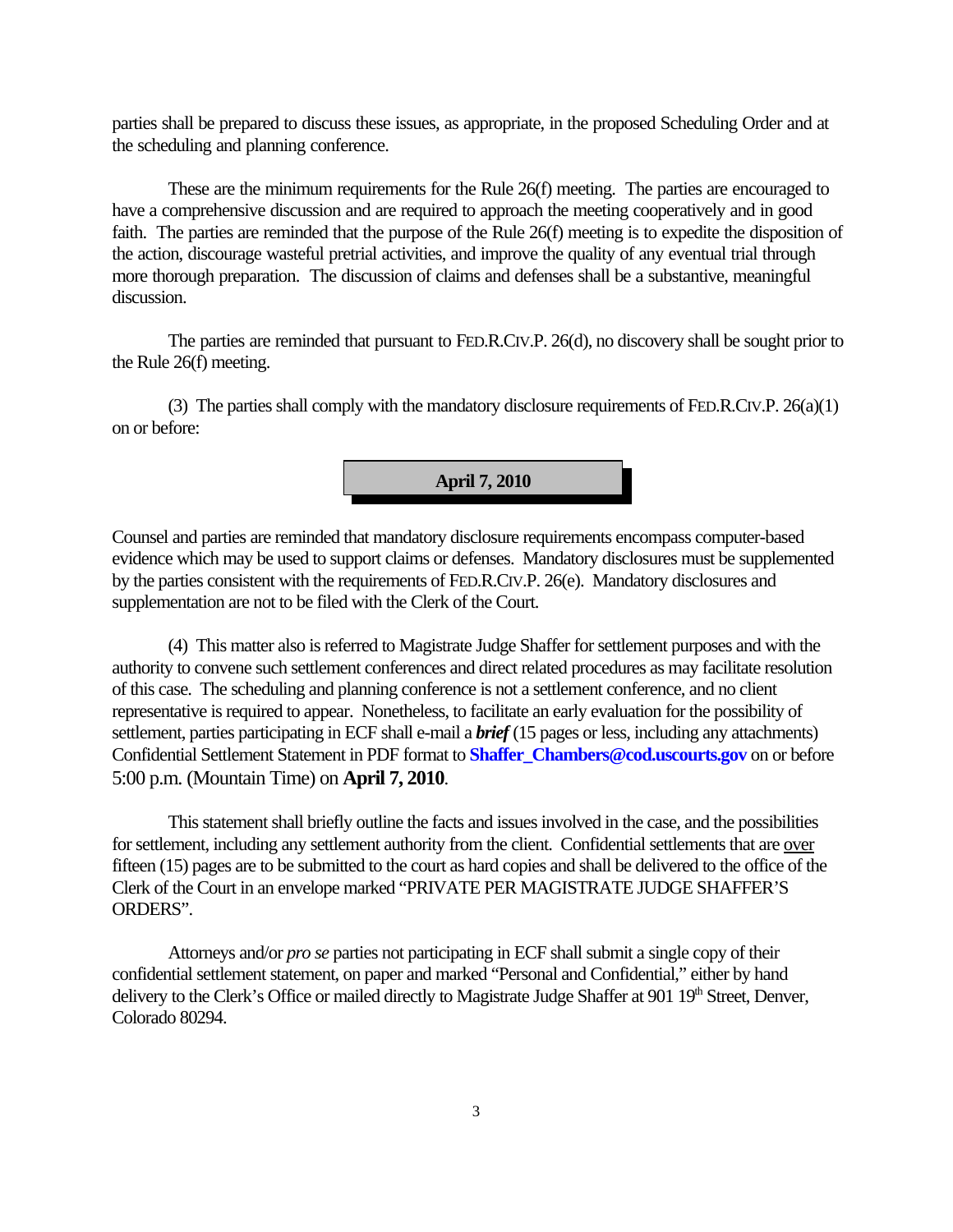parties shall be prepared to discuss these issues, as appropriate, in the proposed Scheduling Order and at the scheduling and planning conference.

These are the minimum requirements for the Rule 26(f) meeting. The parties are encouraged to have a comprehensive discussion and are required to approach the meeting cooperatively and in good faith. The parties are reminded that the purpose of the Rule 26(f) meeting is to expedite the disposition of the action, discourage wasteful pretrial activities, and improve the quality of any eventual trial through more thorough preparation. The discussion of claims and defenses shall be a substantive, meaningful discussion.

The parties are reminded that pursuant to FED.R.CIV.P. 26(d), no discovery shall be sought prior to the Rule 26(f) meeting.

(3) The parties shall comply with the mandatory disclosure requirements of FED.R.CIV.P. 26(a)(1) on or before:

**April 7, 2010**

Counsel and parties are reminded that mandatory disclosure requirements encompass computer-based evidence which may be used to support claims or defenses. Mandatory disclosures must be supplemented by the parties consistent with the requirements of FED.R.CIV.P. 26(e). Mandatory disclosures and supplementation are not to be filed with the Clerk of the Court.

(4) This matter also is referred to Magistrate Judge Shaffer for settlement purposes and with the authority to convene such settlement conferences and direct related procedures as may facilitate resolution of this case. The scheduling and planning conference is not a settlement conference, and no client representative is required to appear. Nonetheless, to facilitate an early evaluation for the possibility of settlement, parties participating in ECF shall e-mail a ***brief*** (15 pages or less, including any attachments) Confidential Settlement Statement in PDF format to **Shaffer_Chambers@cod.uscourts.gov** on or before 5:00 p.m. (Mountain Time) on **April 7, 2010**.

This statement shall briefly outline the facts and issues involved in the case, and the possibilities for settlement, including any settlement authority from the client. Confidential settlements that are over fifteen (15) pages are to be submitted to the court as hard copies and shall be delivered to the office of the Clerk of the Court in an envelope marked "PRIVATE PER MAGISTRATE JUDGE SHAFFER'S ORDERS".

Attorneys and/or *pro se* parties not participating in ECF shall submit a single copy of their confidential settlement statement, on paper and marked "Personal and Confidential," either by hand delivery to the Clerk's Office or mailed directly to Magistrate Judge Shaffer at 901 19th Street, Denver, Colorado 80294.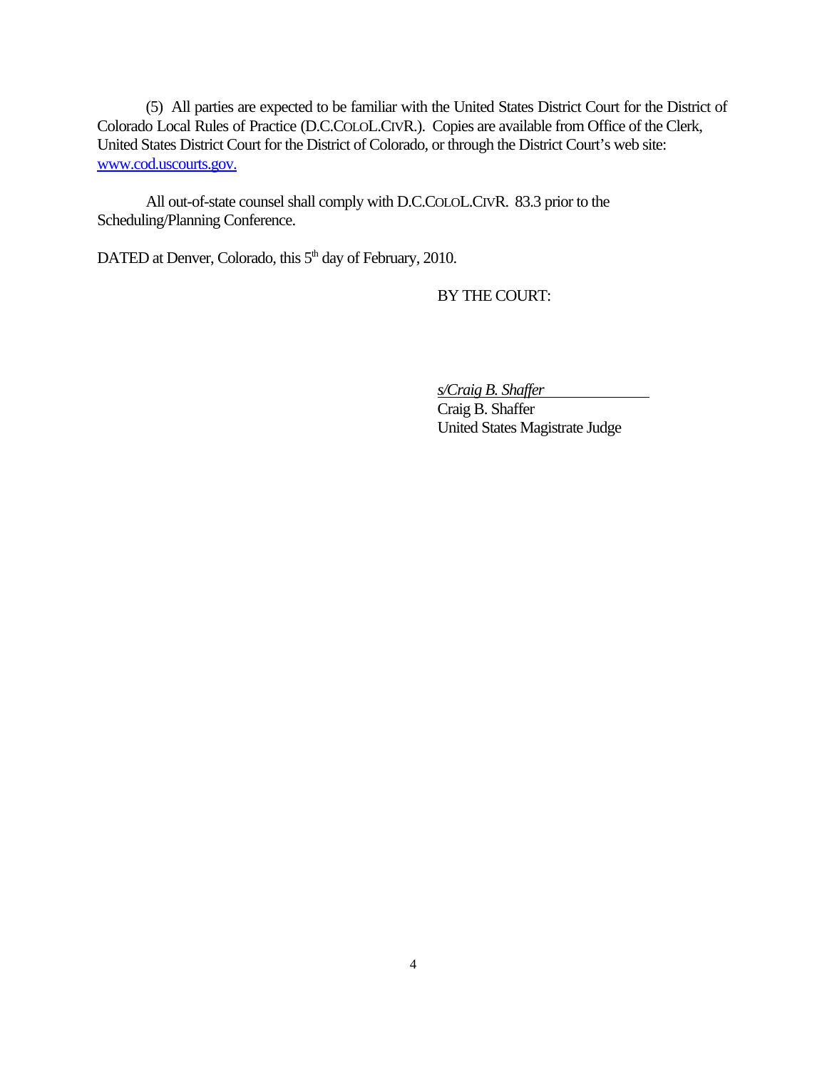(5) All parties are expected to be familiar with the United States District Court for the District of Colorado Local Rules of Practice (D.C.COLO.L.CIVR.). Copies are available from Office of the Clerk, United States District Court for the District of Colorado, or through the District Court's web site: [www.cod.uscourts.gov.](http://www.cod.uscourts.gov)

All out-of-state counsel shall comply with D.C.COLO.L.CIVR. 83.3 prior to the Scheduling/Planning Conference.

DATED at Denver, Colorado, this 5th day of February, 2010.

BY THE COURT:

*s/Craig B. Shaffer*
Craig B. Shaffer
United States Magistrate Judge